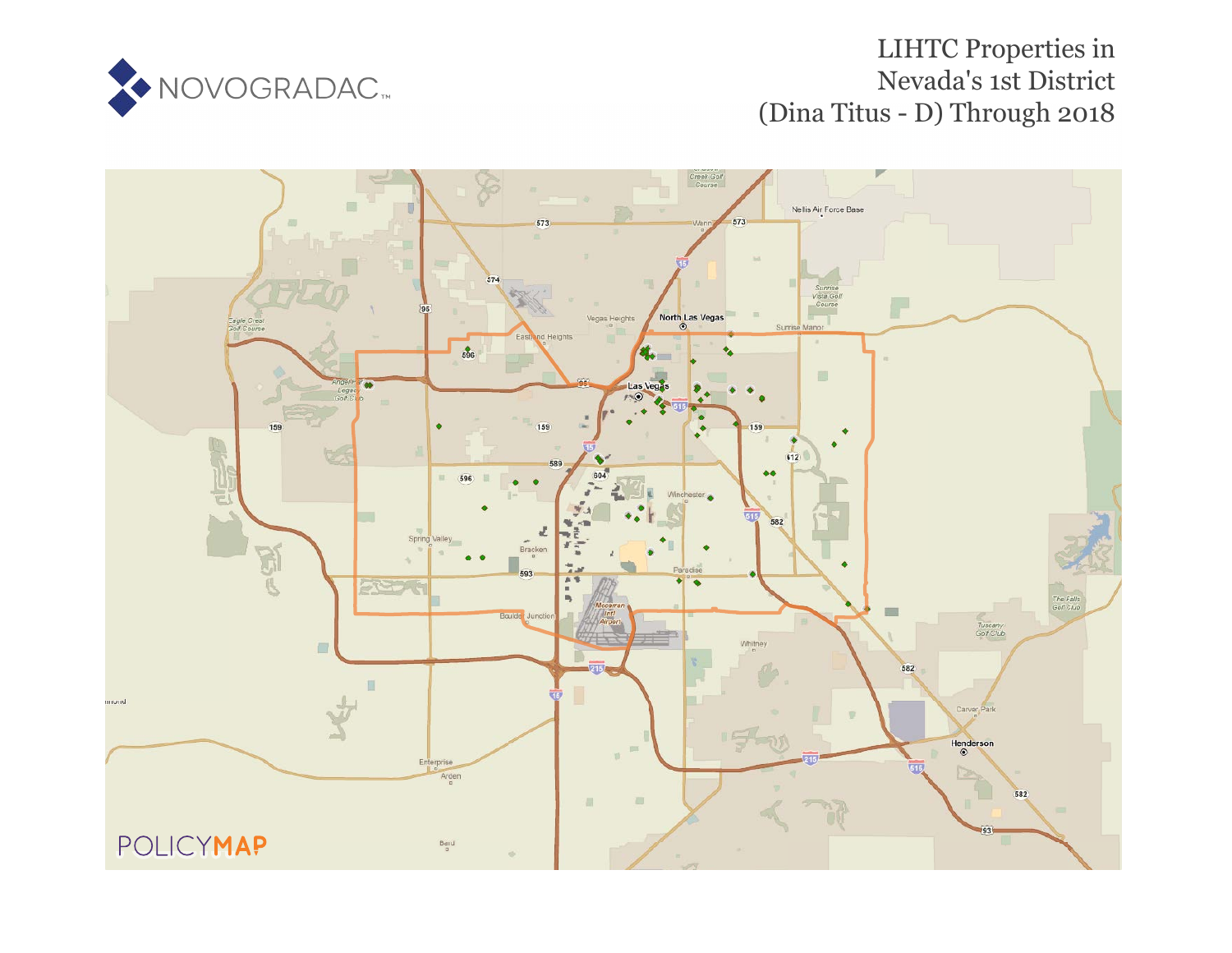NOVOGRADAC

# LIHTC Properties in Nevada's 1st District (Dina Titus - D) Through 2018

POLICYMAP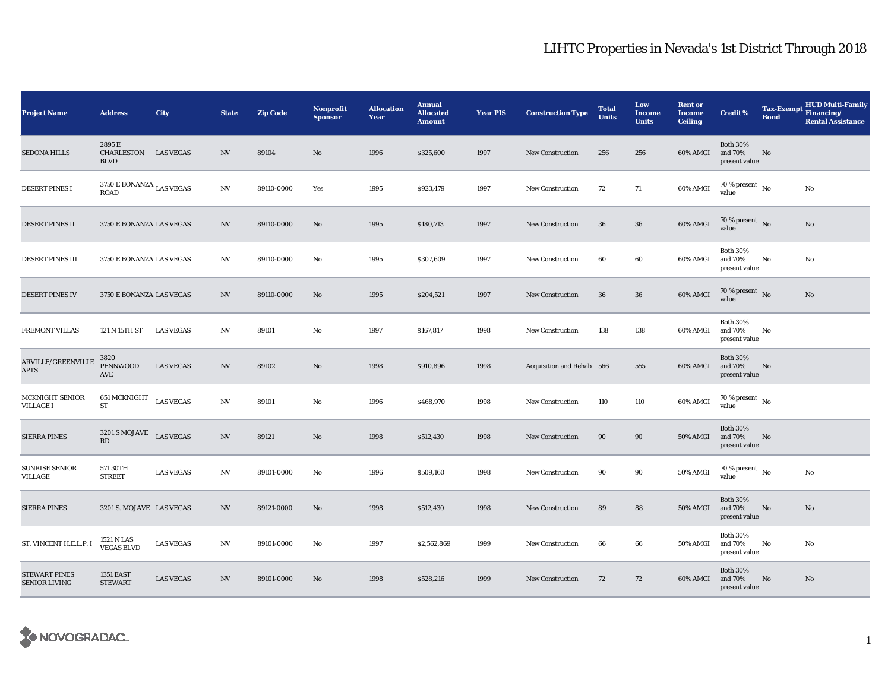# LIHTC Properties in Nevada's 1st District Through 2018

| Project Name | Address | City | State | Zip Code | Nonprofit Sponsor | Allocation Year | Annual Allocated Amount | Year PIS | Construction Type | Total Units | Low Income Units | Rent or Income Ceiling | Credit % | Tax-Exempt Bond | HUD Multi-Family Financing/ Rental Assistance |
|---|---|---|---|---|---|---|---|---|---|---|---|---|---|---|---|
| SEDONA HILLS | 2895 E CHARLESTON BLVD | LAS VEGAS | NV | 89104 | No | 1996 | $325,600 | 1997 | New Construction | 256 | 256 | 60% AMGI | Both 30% and 70% present value | No | |
| DESERT PINES I | 3750 E BONANZA ROAD | LAS VEGAS | NV | 89110-0000 | Yes | 1995 | $923,479 | 1997 | New Construction | 72 | 71 | 60% AMGI | 70 % present value | No | No |
| DESERT PINES II | 3750 E BONANZA | LAS VEGAS | NV | 89110-0000 | No | 1995 | $180,713 | 1997 | New Construction | 36 | 36 | 60% AMGI | 70 % present value | No | No |
| DESERT PINES III | 3750 E BONANZA | LAS VEGAS | NV | 89110-0000 | No | 1995 | $307,609 | 1997 | New Construction | 60 | 60 | 60% AMGI | Both 30% and 70% present value | No | No |
| DESERT PINES IV | 3750 E BONANZA | LAS VEGAS | NV | 89110-0000 | No | 1995 | $204,521 | 1997 | New Construction | 36 | 36 | 60% AMGI | 70 % present value | No | No |
| FREMONT VILLAS | 121 N 15TH ST | LAS VEGAS | NV | 89101 | No | 1997 | $167,817 | 1998 | New Construction | 138 | 138 | 60% AMGI | Both 30% and 70% present value | No | |
| ARVILLE/GREENVILLE APTS | 3820 PENNWOOD AVE | LAS VEGAS | NV | 89102 | No | 1998 | $910,896 | 1998 | Acquisition and Rehab | 566 | 555 | 60% AMGI | Both 30% and 70% present value | No | |
| MCKNIGHT SENIOR VILLAGE I | 651 MCKNIGHT ST | LAS VEGAS | NV | 89101 | No | 1996 | $468,970 | 1998 | New Construction | 110 | 110 | 60% AMGI | 70 % present value | No | |
| SIERRA PINES | 3201 S MOJAVE RD | LAS VEGAS | NV | 89121 | No | 1998 | $512,430 | 1998 | New Construction | 90 | 90 | 50% AMGI | Both 30% and 70% present value | No | |
| SUNRISE SENIOR VILLAGE | 571 30TH STREET | LAS VEGAS | NV | 89101-0000 | No | 1996 | $509,160 | 1998 | New Construction | 90 | 90 | 50% AMGI | 70 % present value | No | No |
| SIERRA PINES | 3201 S. MOJAVE | LAS VEGAS | NV | 89121-0000 | No | 1998 | $512,430 | 1998 | New Construction | 89 | 88 | 50% AMGI | Both 30% and 70% present value | No | No |
| ST. VINCENT H.E.L.P. I | 1521 N LAS VEGAS BLVD | LAS VEGAS | NV | 89101-0000 | No | 1997 | $2,562,869 | 1999 | New Construction | 66 | 66 | 50% AMGI | Both 30% and 70% present value | No | No |
| STEWART PINES SENIOR LIVING | 1351 EAST STEWART | LAS VEGAS | NV | 89101-0000 | No | 1998 | $528,216 | 1999 | New Construction | 72 | 72 | 60% AMGI | Both 30% and 70% present value | No | No |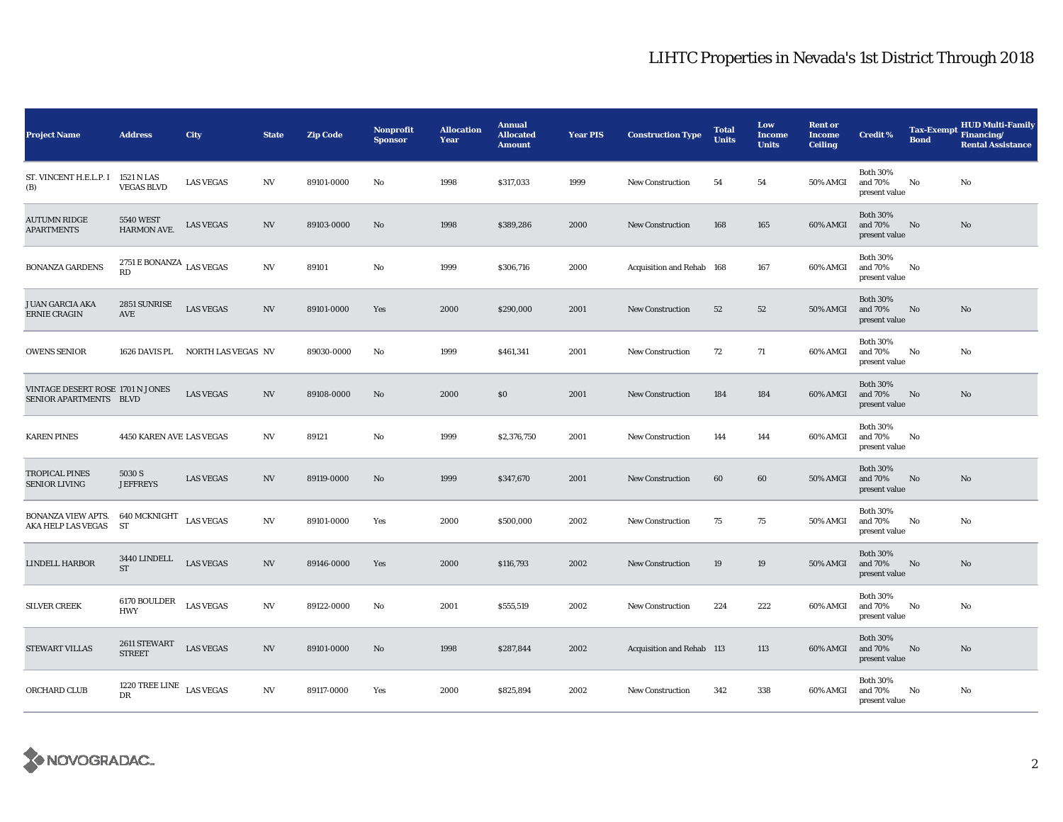# LIHTC Properties in Nevada's 1st District Through 2018

| Project Name | Address | City | State | Zip Code | Nonprofit Sponsor | Allocation Year | Annual Allocated Amount | Year PIS | Construction Type | Total Units | Low Income Units | Rent or Income Ceiling | Credit % | Tax-Exempt Bond | HUD Multi-Family Financing/ Rental Assistance |
|---|---|---|---|---|---|---|---|---|---|---|---|---|---|---|---|
| ST. VINCENT H.E.L.P. I (B) | 1521 N LAS VEGAS BLVD | LAS VEGAS | NV | 89101-0000 | No | 1998 | $317,033 | 1999 | New Construction | 54 | 54 | 50% AMGI | Both 30% and 70% present value | No | No |
| AUTUMN RIDGE APARTMENTS | 5540 WEST HARMON AVE. | LAS VEGAS | NV | 89103-0000 | No | 1998 | $389,286 | 2000 | New Construction | 168 | 165 | 60% AMGI | Both 30% and 70% present value | No | No |
| BONANZA GARDENS | 2751 E BONANZA RD | LAS VEGAS | NV | 89101 | No | 1999 | $306,716 | 2000 | Acquisition and Rehab | 168 | 167 | 60% AMGI | Both 30% and 70% present value | No | |
| JUAN GARCIA AKA ERNIE CRAGIN | 2851 SUNRISE AVE | LAS VEGAS | NV | 89101-0000 | Yes | 2000 | $290,000 | 2001 | New Construction | 52 | 52 | 50% AMGI | Both 30% and 70% present value | No | No |
| OWENS SENIOR | 1626 DAVIS PL | NORTH LAS VEGAS | NV | 89030-0000 | No | 1999 | $461,341 | 2001 | New Construction | 72 | 71 | 60% AMGI | Both 30% and 70% present value | No | No |
| VINTAGE DESERT ROSE SENIOR APARTMENTS | 1701 N JONES BLVD | LAS VEGAS | NV | 89108-0000 | No | 2000 | $0 | 2001 | New Construction | 184 | 184 | 60% AMGI | Both 30% and 70% present value | No | No |
| KAREN PINES | 4450 KAREN AVE | LAS VEGAS | NV | 89121 | No | 1999 | $2,376,750 | 2001 | New Construction | 144 | 144 | 60% AMGI | Both 30% and 70% present value | No | |
| TROPICAL PINES SENIOR LIVING | 5030 S JEFFREYS | LAS VEGAS | NV | 89119-0000 | No | 1999 | $347,670 | 2001 | New Construction | 60 | 60 | 50% AMGI | Both 30% and 70% present value | No | No |
| BONANZA VIEW APTS. AKA HELP LAS VEGAS | 640 MCKNIGHT ST | LAS VEGAS | NV | 89101-0000 | Yes | 2000 | $500,000 | 2002 | New Construction | 75 | 75 | 50% AMGI | Both 30% and 70% present value | No | No |
| LINDELL HARBOR | 3440 LINDELL ST | LAS VEGAS | NV | 89146-0000 | Yes | 2000 | $116,793 | 2002 | New Construction | 19 | 19 | 50% AMGI | Both 30% and 70% present value | No | No |
| SILVER CREEK | 6170 BOULDER HWY | LAS VEGAS | NV | 89122-0000 | No | 2001 | $555,519 | 2002 | New Construction | 224 | 222 | 60% AMGI | Both 30% and 70% present value | No | No |
| STEWART VILLAS | 2611 STEWART STREET | LAS VEGAS | NV | 89101-0000 | No | 1998 | $287,844 | 2002 | Acquisition and Rehab | 113 | 113 | 60% AMGI | Both 30% and 70% present value | No | No |
| ORCHARD CLUB | 1220 TREE LINE DR | LAS VEGAS | NV | 89117-0000 | Yes | 2000 | $825,894 | 2002 | New Construction | 342 | 338 | 60% AMGI | Both 30% and 70% present value | No | No |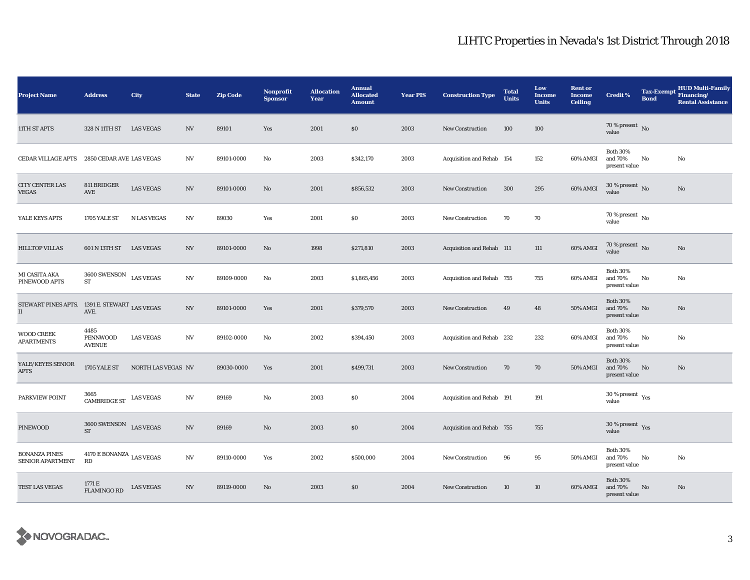# LIHTC Properties in Nevada's 1st District Through 2018

| Project Name | Address | City | State | Zip Code | Nonprofit Sponsor | Allocation Year | Annual Allocated Amount | Year PIS | Construction Type | Total Units | Low Income Units | Rent or Income Ceiling | Credit % | Tax-Exempt Bond | HUD Multi-Family Financing/ Rental Assistance |
|---|---|---|---|---|---|---|---|---|---|---|---|---|---|---|---|
| 11TH ST APTS | 328 N 11TH ST | LAS VEGAS | NV | 89101 | Yes | 2001 | $0 | 2003 | New Construction | 100 | 100 | | 70 % present value | No | |
| CEDAR VILLAGE APTS | 2850 CEDAR AVE | LAS VEGAS | NV | 89101-0000 | No | 2003 | $342,170 | 2003 | Acquisition and Rehab | 154 | 152 | 60% AMGI | Both 30% and 70% present value | No | No |
| CITY CENTER LAS VEGAS | 811 BRIDGER AVE | LAS VEGAS | NV | 89101-0000 | No | 2001 | $856,532 | 2003 | New Construction | 300 | 295 | 60% AMGI | 30 % present value | No | No |
| YALE KEYS APTS | 1705 YALE ST | N LAS VEGAS | NV | 89030 | Yes | 2001 | $0 | 2003 | New Construction | 70 | 70 | | 70 % present value | No | |
| HILLTOP VILLAS | 601 N 13TH ST | LAS VEGAS | NV | 89101-0000 | No | 1998 | $271,810 | 2003 | Acquisition and Rehab | 111 | 111 | 60% AMGI | 70 % present value | No | No |
| MI CASITA AKA PINEWOOD APTS | 3600 SWENSON ST | LAS VEGAS | NV | 89109-0000 | No | 2003 | $1,865,456 | 2003 | Acquisition and Rehab | 755 | 755 | 60% AMGI | Both 30% and 70% present value | No | No |
| STEWART PINES APTS. II | 1391 E. STEWART AVE. | LAS VEGAS | NV | 89101-0000 | Yes | 2001 | $379,570 | 2003 | New Construction | 49 | 48 | 50% AMGI | Both 30% and 70% present value | No | No |
| WOOD CREEK APARTMENTS | 4485 PENNWOOD AVENUE | LAS VEGAS | NV | 89102-0000 | No | 2002 | $394,450 | 2003 | Acquisition and Rehab | 232 | 232 | 60% AMGI | Both 30% and 70% present value | No | No |
| YALE/KEYES SENIOR APTS | 1705 YALE ST | NORTH LAS VEGAS | NV | 89030-0000 | Yes | 2001 | $499,731 | 2003 | New Construction | 70 | 70 | 50% AMGI | Both 30% and 70% present value | No | No |
| PARKVIEW POINT | 3665 CAMBRIDGE ST | LAS VEGAS | NV | 89169 | No | 2003 | $0 | 2004 | Acquisition and Rehab | 191 | 191 | | 30 % present value | Yes | |
| PINEWOOD | 3600 SWENSON ST | LAS VEGAS | NV | 89169 | No | 2003 | $0 | 2004 | Acquisition and Rehab | 755 | 755 | | 30 % present value | Yes | |
| BONANZA PINES SENIOR APARTMENT | 4170 E BONANZA RD | LAS VEGAS | NV | 89110-0000 | Yes | 2002 | $500,000 | 2004 | New Construction | 96 | 95 | 50% AMGI | Both 30% and 70% present value | No | No |
| TEST LAS VEGAS | 1771 E FLAMINGO RD | LAS VEGAS | NV | 89119-0000 | No | 2003 | $0 | 2004 | New Construction | 10 | 10 | 60% AMGI | Both 30% and 70% present value | No | No |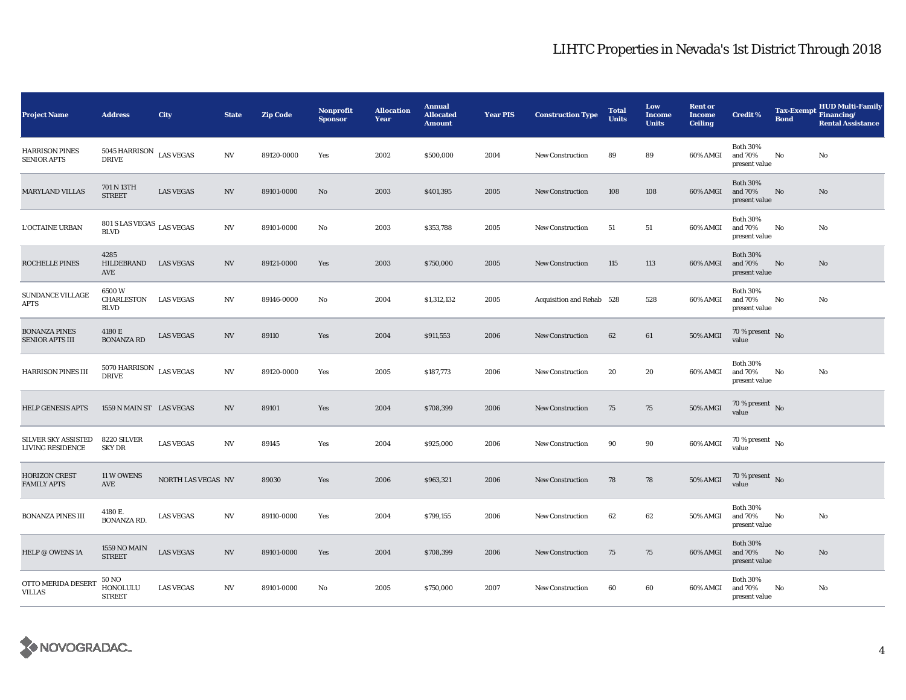# LIHTC Properties in Nevada's 1st District Through 2018

| Project Name | Address | City | State | Zip Code | Nonprofit Sponsor | Allocation Year | Annual Allocated Amount | Year PIS | Construction Type | Total Units | Low Income Units | Rent or Income Ceiling | Credit % | Tax-Exempt Bond | HUD Multi-Family Financing/ Rental Assistance |
|---|---|---|---|---|---|---|---|---|---|---|---|---|---|---|---|
| HARRISON PINES SENIOR APTS | 5045 HARRISON DRIVE | LAS VEGAS | NV | 89120-0000 | Yes | 2002 | $500,000 | 2004 | New Construction | 89 | 89 | 60% AMGI | Both 30% and 70% present value | No | No |
| MARYLAND VILLAS | 701 N 13TH STREET | LAS VEGAS | NV | 89101-0000 | No | 2003 | $401,395 | 2005 | New Construction | 108 | 108 | 60% AMGI | Both 30% and 70% present value | No | No |
| L'OCTAINE URBAN | 801 S LAS VEGAS BLVD | LAS VEGAS | NV | 89101-0000 | No | 2003 | $353,788 | 2005 | New Construction | 51 | 51 | 60% AMGI | Both 30% and 70% present value | No | No |
| ROCHELLE PINES | 4285 HILDEBRAND AVE | LAS VEGAS | NV | 89121-0000 | Yes | 2003 | $750,000 | 2005 | New Construction | 115 | 113 | 60% AMGI | Both 30% and 70% present value | No | No |
| SUNDANCE VILLAGE APTS | 6500 W CHARLESTON BLVD | LAS VEGAS | NV | 89146-0000 | No | 2004 | $1,312,132 | 2005 | Acquisition and Rehab | 528 | 528 | 60% AMGI | Both 30% and 70% present value | No | No |
| BONANZA PINES SENIOR APTS III | 4180 E BONANZA RD | LAS VEGAS | NV | 89110 | Yes | 2004 | $911,553 | 2006 | New Construction | 62 | 61 | 50% AMGI | 70 % present value | No | |
| HARRISON PINES III | 5070 HARRISON DRIVE | LAS VEGAS | NV | 89120-0000 | Yes | 2005 | $187,773 | 2006 | New Construction | 20 | 20 | 60% AMGI | Both 30% and 70% present value | No | No |
| HELP GENESIS APTS | 1559 N MAIN ST | LAS VEGAS | NV | 89101 | Yes | 2004 | $708,399 | 2006 | New Construction | 75 | 75 | 50% AMGI | 70 % present value | No | |
| SILVER SKY ASSISTED LIVING RESIDENCE | 8220 SILVER SKY DR | LAS VEGAS | NV | 89145 | Yes | 2004 | $925,000 | 2006 | New Construction | 90 | 90 | 60% AMGI | 70 % present value | No | |
| HORIZON CREST FAMILY APTS | 11 W OWENS AVE | NORTH LAS VEGAS | NV | 89030 | Yes | 2006 | $963,321 | 2006 | New Construction | 78 | 78 | 50% AMGI | 70 % present value | No | |
| BONANZA PINES III | 4180 E. BONANZA RD. | LAS VEGAS | NV | 89110-0000 | Yes | 2004 | $799,155 | 2006 | New Construction | 62 | 62 | 50% AMGI | Both 30% and 70% present value | No | No |
| HELP @ OWENS 1A | 1559 NO MAIN STREET | LAS VEGAS | NV | 89101-0000 | Yes | 2004 | $708,399 | 2006 | New Construction | 75 | 75 | 60% AMGI | Both 30% and 70% present value | No | No |
| OTTO MERIDA DESERT VILLAS | 50 NO HONOLULU STREET | LAS VEGAS | NV | 89101-0000 | No | 2005 | $750,000 | 2007 | New Construction | 60 | 60 | 60% AMGI | Both 30% and 70% present value | No | No |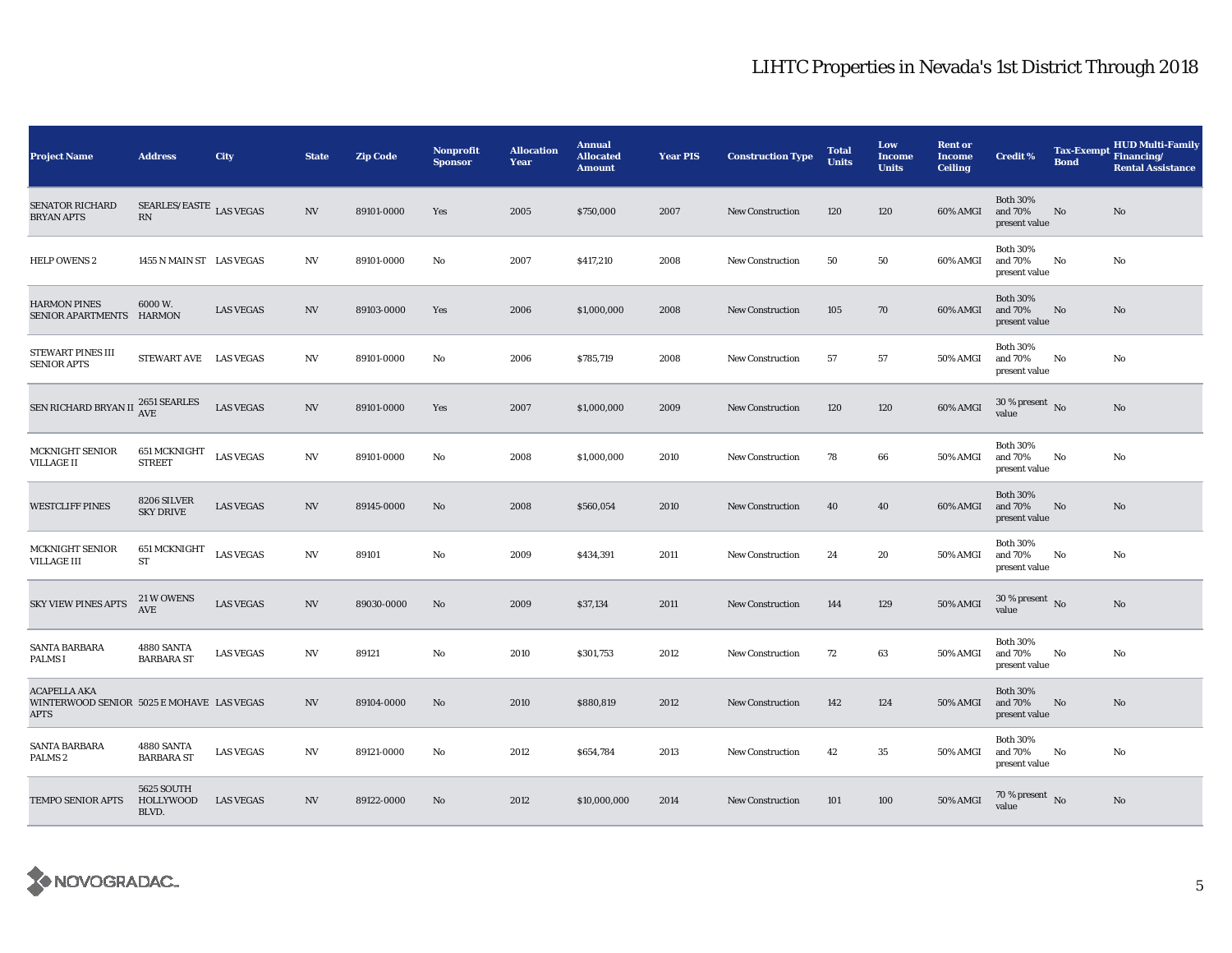# LIHTC Properties in Nevada's 1st District Through 2018

| Project Name | Address | City | State | Zip Code | Nonprofit Sponsor | Allocation Year | Annual Allocated Amount | Year PIS | Construction Type | Total Units | Low Income Units | Rent or Income Ceiling | Credit % | Tax-Exempt Bond | HUD Multi-Family Financing/ Rental Assistance |
|---|---|---|---|---|---|---|---|---|---|---|---|---|---|---|---|
| SENATOR RICHARD BRYAN APTS | SEARLES/EASTERN | LAS VEGAS | NV | 89101-0000 | Yes | 2005 | $750,000 | 2007 | New Construction | 120 | 120 | 60% AMGI | Both 30% and 70% present value | No | No |
| HELP OWENS 2 | 1455 N MAIN ST | LAS VEGAS | NV | 89101-0000 | No | 2007 | $417,210 | 2008 | New Construction | 50 | 50 | 60% AMGI | Both 30% and 70% present value | No | No |
| HARMON PINES SENIOR APARTMENTS | 6000 W. HARMON | LAS VEGAS | NV | 89103-0000 | Yes | 2006 | $1,000,000 | 2008 | New Construction | 105 | 70 | 60% AMGI | Both 30% and 70% present value | No | No |
| STEWART PINES III SENIOR APTS | STEWART AVE | LAS VEGAS | NV | 89101-0000 | No | 2006 | $785,719 | 2008 | New Construction | 57 | 57 | 50% AMGI | Both 30% and 70% present value | No | No |
| SEN RICHARD BRYAN II | 2651 SEARLES AVE | LAS VEGAS | NV | 89101-0000 | Yes | 2007 | $1,000,000 | 2009 | New Construction | 120 | 120 | 60% AMGI | 30 % present value | No | No |
| MCKNIGHT SENIOR VILLAGE II | 651 MCKNIGHT STREET | LAS VEGAS | NV | 89101-0000 | No | 2008 | $1,000,000 | 2010 | New Construction | 78 | 66 | 50% AMGI | Both 30% and 70% present value | No | No |
| WESTCLIFF PINES | 8206 SILVER SKY DRIVE | LAS VEGAS | NV | 89145-0000 | No | 2008 | $560,054 | 2010 | New Construction | 40 | 40 | 60% AMGI | Both 30% and 70% present value | No | No |
| MCKNIGHT SENIOR VILLAGE III | 651 MCKNIGHT ST | LAS VEGAS | NV | 89101 | No | 2009 | $434,391 | 2011 | New Construction | 24 | 20 | 50% AMGI | Both 30% and 70% present value | No | No |
| SKY VIEW PINES APTS | 21 W OWENS AVE | LAS VEGAS | NV | 89030-0000 | No | 2009 | $37,134 | 2011 | New Construction | 144 | 129 | 50% AMGI | 30 % present value | No | No |
| SANTA BARBARA PALMS I | 4880 SANTA BARBARA ST | LAS VEGAS | NV | 89121 | No | 2010 | $301,753 | 2012 | New Construction | 72 | 63 | 50% AMGI | Both 30% and 70% present value | No | No |
| ACAPELLA AKA WINTERWOOD SENIOR APTS | 5025 E MOHAVE | LAS VEGAS | NV | 89104-0000 | No | 2010 | $880,819 | 2012 | New Construction | 142 | 124 | 50% AMGI | Both 30% and 70% present value | No | No |
| SANTA BARBARA PALMS 2 | 4880 SANTA BARBARA ST | LAS VEGAS | NV | 89121-0000 | No | 2012 | $654,784 | 2013 | New Construction | 42 | 35 | 50% AMGI | Both 30% and 70% present value | No | No |
| TEMPO SENIOR APTS | 5625 SOUTH HOLLYWOOD BLVD. | LAS VEGAS | NV | 89122-0000 | No | 2012 | $10,000,000 | 2014 | New Construction | 101 | 100 | 50% AMGI | 70 % present value | No | No |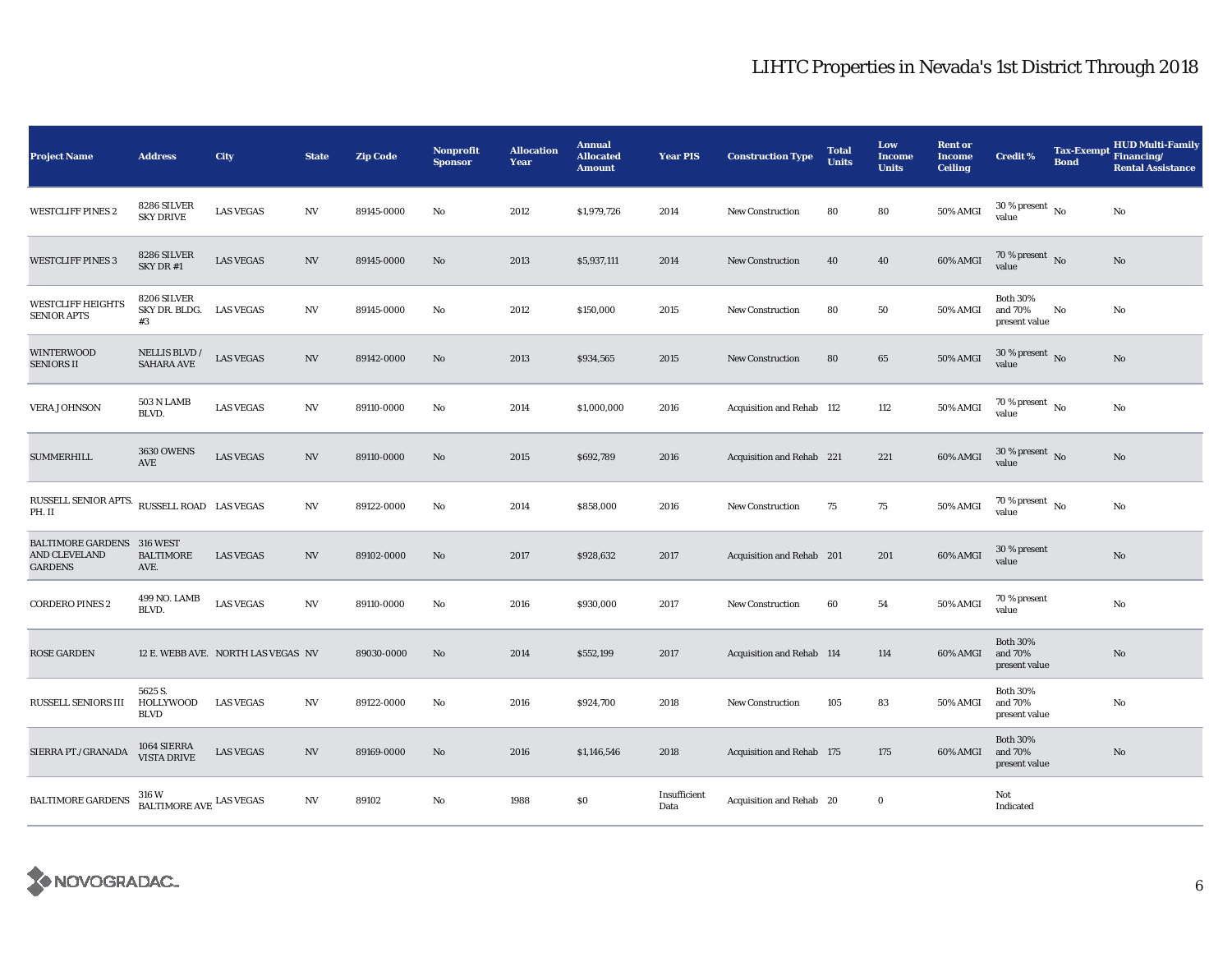# LIHTC Properties in Nevada's 1st District Through 2018

| Project Name | Address | City | State | Zip Code | Nonprofit Sponsor | Allocation Year | Annual Allocated Amount | Year PIS | Construction Type | Total Units | Low Income Units | Rent or Income Ceiling | Credit % | Tax-Exempt Bond | HUD Multi-Family Financing/ Rental Assistance |
|---|---|---|---|---|---|---|---|---|---|---|---|---|---|---|---|
| WESTCLIFF PINES 2 | 8286 SILVER SKY DRIVE | LAS VEGAS | NV | 89145-0000 | No | 2012 | $1,979,726 | 2014 | New Construction | 80 | 80 | 50% AMGI | 30 % present value | No | No |
| WESTCLIFF PINES 3 | 8286 SILVER SKY DR #1 | LAS VEGAS | NV | 89145-0000 | No | 2013 | $5,937,111 | 2014 | New Construction | 40 | 40 | 60% AMGI | 70 % present value | No | No |
| WESTCLIFF HEIGHTS SENIOR APTS | 8206 SILVER SKY DR. BLDG. #3 | LAS VEGAS | NV | 89145-0000 | No | 2012 | $150,000 | 2015 | New Construction | 80 | 50 | 50% AMGI | Both 30% and 70% present value | No | No |
| WINTERWOOD SENIORS II | NELLIS BLVD / SAHARA AVE | LAS VEGAS | NV | 89142-0000 | No | 2013 | $934,565 | 2015 | New Construction | 80 | 65 | 50% AMGI | 30 % present value | No | No |
| VERA JOHNSON | 503 N LAMB BLVD. | LAS VEGAS | NV | 89110-0000 | No | 2014 | $1,000,000 | 2016 | Acquisition and Rehab | 112 | 112 | 50% AMGI | 70 % present value | No | No |
| SUMMERHILL | 3630 OWENS AVE | LAS VEGAS | NV | 89110-0000 | No | 2015 | $692,789 | 2016 | Acquisition and Rehab | 221 | 221 | 60% AMGI | 30 % present value | No | No |
| RUSSELL SENIOR APTS. PH. II | RUSSELL ROAD | LAS VEGAS | NV | 89122-0000 | No | 2014 | $858,000 | 2016 | New Construction | 75 | 75 | 50% AMGI | 70 % present value | No | No |
| BALTIMORE GARDENS AND CLEVELAND GARDENS | 316 WEST BALTIMORE AVE. | LAS VEGAS | NV | 89102-0000 | No | 2017 | $928,632 | 2017 | Acquisition and Rehab | 201 | 201 | 60% AMGI | 30 % present value | | No |
| CORDERO PINES 2 | 499 NO. LAMB BLVD. | LAS VEGAS | NV | 89110-0000 | No | 2016 | $930,000 | 2017 | New Construction | 60 | 54 | 50% AMGI | 70 % present value | | No |
| ROSE GARDEN | 12 E. WEBB AVE. | NORTH LAS VEGAS | NV | 89030-0000 | No | 2014 | $552,199 | 2017 | Acquisition and Rehab | 114 | 114 | 60% AMGI | Both 30% and 70% present value | | No |
| RUSSELL SENIORS III | 5625 S. HOLLYWOOD BLVD | LAS VEGAS | NV | 89122-0000 | No | 2016 | $924,700 | 2018 | New Construction | 105 | 83 | 50% AMGI | Both 30% and 70% present value | | No |
| SIERRA PT./GRANADA | 1064 SIERRA VISTA DRIVE | LAS VEGAS | NV | 89169-0000 | No | 2016 | $1,146,546 | 2018 | Acquisition and Rehab | 175 | 175 | 60% AMGI | Both 30% and 70% present value | | No |
| BALTIMORE GARDENS | 316 W BALTIMORE AVE | LAS VEGAS | NV | 89102 | No | 1988 | $0 | Insufficient Data | Acquisition and Rehab | 20 | 0 | | Not Indicated | | |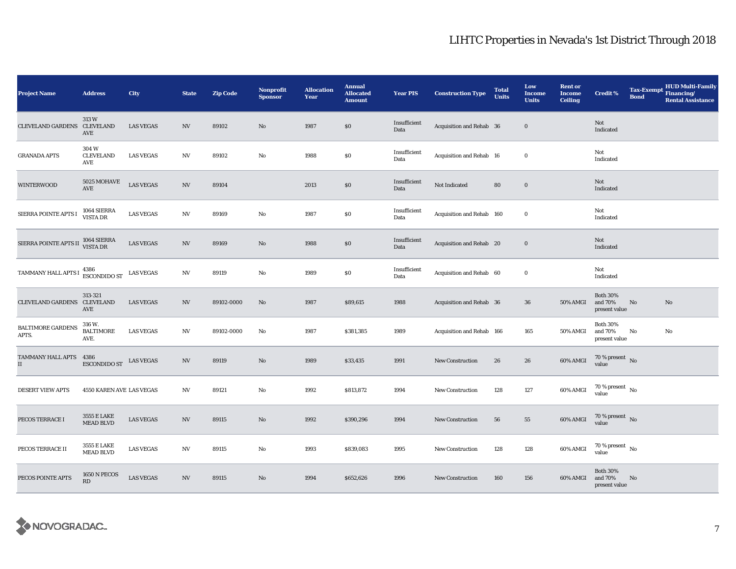# LIHTC Properties in Nevada's 1st District Through 2018

| Project Name | Address | City | State | Zip Code | Nonprofit Sponsor | Allocation Year | Annual Allocated Amount | Year PIS | Construction Type | Total Units | Low Income Units | Rent or Income Ceiling | Credit % | Tax-Exempt Bond | HUD Multi-Family Financing/ Rental Assistance |
|---|---|---|---|---|---|---|---|---|---|---|---|---|---|---|---|
| CLEVELAND GARDENS | 313 W CLEVELAND AVE | LAS VEGAS | NV | 89102 | No | 1987 | $0 | Insufficient Data | Acquisition and Rehab | 36 | 0 | | Not Indicated | | |
| GRANADA APTS | 304 W CLEVELAND AVE | LAS VEGAS | NV | 89102 | No | 1988 | $0 | Insufficient Data | Acquisition and Rehab | 16 | 0 | | Not Indicated | | |
| WINTERWOOD | 5025 MOHAVE AVE | LAS VEGAS | NV | 89104 | | 2013 | $0 | Insufficient Data | Not Indicated | 80 | 0 | | Not Indicated | | |
| SIERRA POINTE APTS I | 1064 SIERRA VISTA DR | LAS VEGAS | NV | 89169 | No | 1987 | $0 | Insufficient Data | Acquisition and Rehab | 160 | 0 | | Not Indicated | | |
| SIERRA POINTE APTS II | 1064 SIERRA VISTA DR | LAS VEGAS | NV | 89169 | No | 1988 | $0 | Insufficient Data | Acquisition and Rehab | 20 | 0 | | Not Indicated | | |
| TAMMANY HALL APTS I | 4386 ESCONDIDO ST | LAS VEGAS | NV | 89119 | No | 1989 | $0 | Insufficient Data | Acquisition and Rehab | 60 | 0 | | Not Indicated | | |
| CLEVELAND GARDENS | 313-321 CLEVELAND AVE | LAS VEGAS | NV | 89102-0000 | No | 1987 | $89,615 | 1988 | Acquisition and Rehab | 36 | 36 | 50% AMGI | Both 30% and 70% present value | No | No |
| BALTIMORE GARDENS APTS. | 316 W. BALTIMORE AVE. | LAS VEGAS | NV | 89102-0000 | No | 1987 | $381,385 | 1989 | Acquisition and Rehab | 166 | 165 | 50% AMGI | Both 30% and 70% present value | No | No |
| TAMMANY HALL APTS II | 4386 ESCONDIDO ST | LAS VEGAS | NV | 89119 | No | 1989 | $33,435 | 1991 | New Construction | 26 | 26 | 60% AMGI | 70 % present value | No | |
| DESERT VIEW APTS | 4550 KAREN AVE | LAS VEGAS | NV | 89121 | No | 1992 | $813,872 | 1994 | New Construction | 128 | 127 | 60% AMGI | 70 % present value | No | |
| PECOS TERRACE I | 3555 E LAKE MEAD BLVD | LAS VEGAS | NV | 89115 | No | 1992 | $390,296 | 1994 | New Construction | 56 | 55 | 60% AMGI | 70 % present value | No | |
| PECOS TERRACE II | 3555 E LAKE MEAD BLVD | LAS VEGAS | NV | 89115 | No | 1993 | $839,083 | 1995 | New Construction | 128 | 128 | 60% AMGI | 70 % present value | No | |
| PECOS POINTE APTS | 1650 N PECOS RD | LAS VEGAS | NV | 89115 | No | 1994 | $652,626 | 1996 | New Construction | 160 | 156 | 60% AMGI | Both 30% and 70% present value | No | |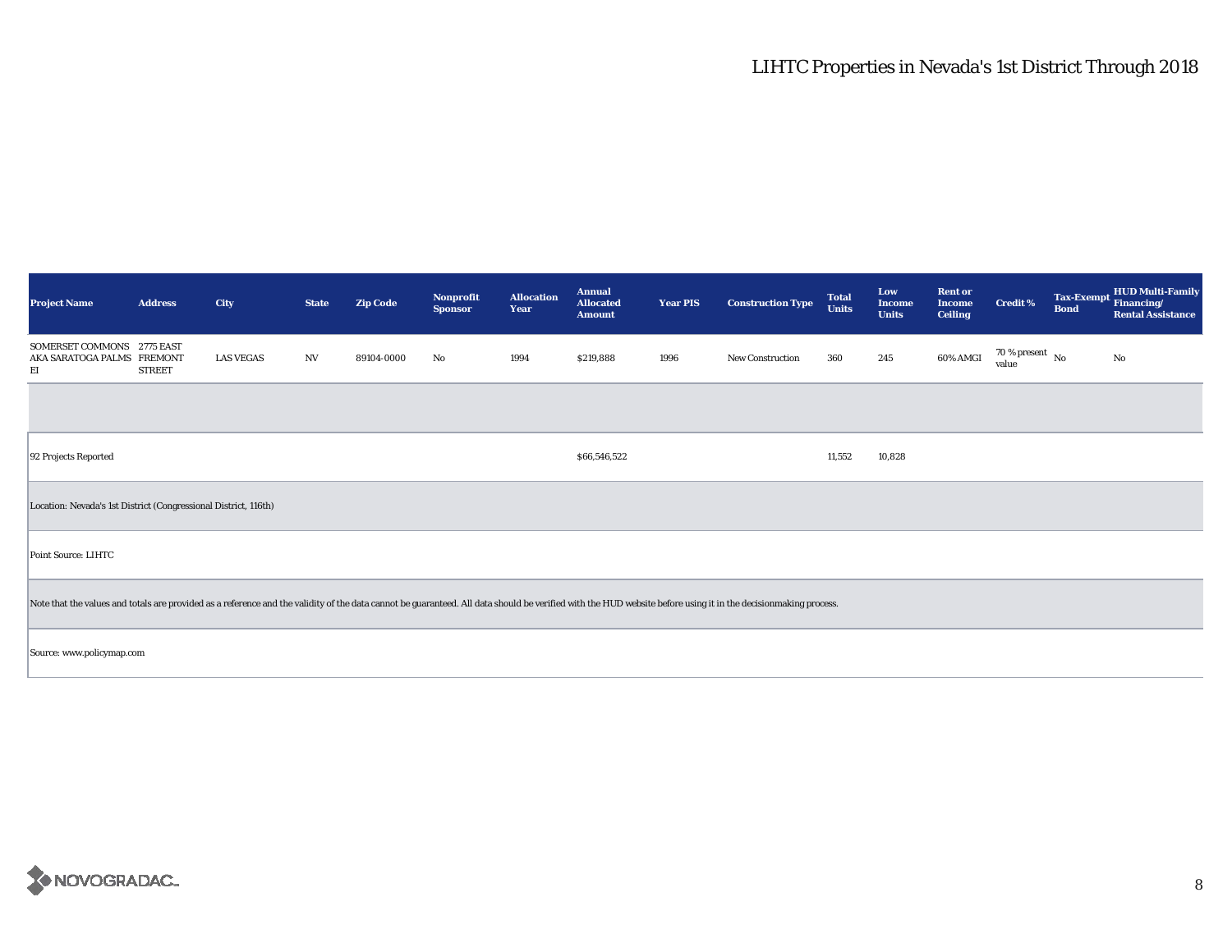# LIHTC Properties in Nevada's 1st District Through 2018

| Project Name | Address | City | State | Zip Code | Nonprofit Sponsor | Allocation Year | Annual Allocated Amount | Year PIS | Construction Type | Total Units | Low Income Units | Rent or Income Ceiling | Credit % | Tax-Exempt Bond | HUD Multi-Family Financing/ Rental Assistance |
|---|---|---|---|---|---|---|---|---|---|---|---|---|---|---|---|
| SOMERSET COMMONS AKA SARATOGA PALMS EI | 2775 EAST FREMONT STREET | LAS VEGAS | NV | 89104-0000 | No | 1994 | $219,888 | 1996 | New Construction | 360 | 245 | 60% AMGI | 70 % present value | No | No |
| | | | | | | | | | | | | | | | |
| 92 Projects Reported | | | | | | | $66,546,522 | | | 11,552 | 10,828 | | | | |

Location: Nevada's 1st District (Congressional District, 116th)

Point Source: LIHTC

Note that the values and totals are provided as a reference and the validity of the data cannot be guaranteed. All data should be verified with the HUD website before using it in the decisionmaking process.

Source: www.policymap.com